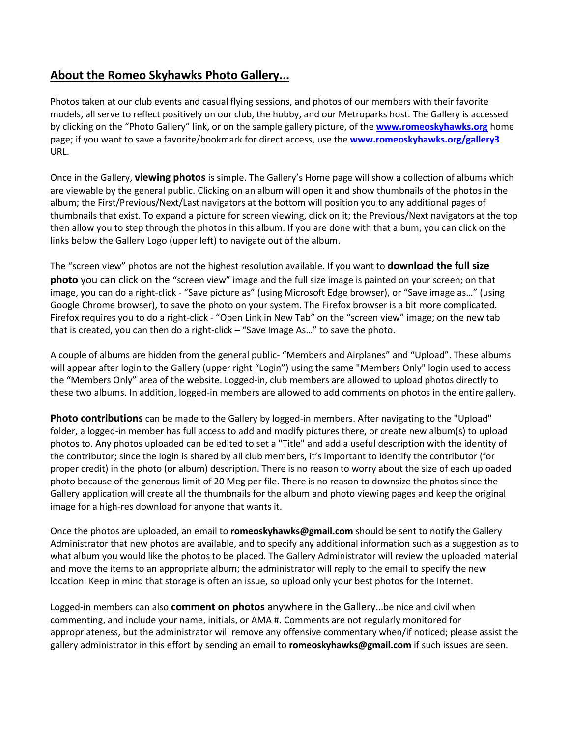## **About the Romeo Skyhawks Photo Gallery...**

Photos taken at our club events and casual flying sessions, and photos of our members with their favorite models, all serve to reflect positively on our club, the hobby, and our Metroparks host. The Gallery is accessed by clicking on the "Photo Gallery" link, or on the sample gallery picture, of the **www.romeoskyhawks.org** home page; if you want to save a favorite/bookmark for direct access, use the **www.romeoskyhawks.org/gallery3** URL.

Once in the Gallery, **viewing photos** is simple. The Gallery's Home page will show a collection of albums which are viewable by the general public. Clicking on an album will open it and show thumbnails of the photos in the album; the First/Previous/Next/Last navigators at the bottom will position you to any additional pages of thumbnails that exist. To expand a picture for screen viewing, click on it; the Previous/Next navigators at the top then allow you to step through the photos in this album. If you are done with that album, you can click on the links below the Gallery Logo (upper left) to navigate out of the album.

The "screen view" photos are not the highest resolution available. If you want to **download the full size photo** you can click on the "screen view" image and the full size image is painted on your screen; on that image, you can do a right-click - "Save picture as" (using Microsoft Edge browser), or "Save image as…" (using Google Chrome browser), to save the photo on your system. The Firefox browser is a bit more complicated. Firefox requires you to do a right-click - "Open Link in New Tab" on the "screen view" image; on the new tab that is created, you can then do a right-click – "Save Image As…" to save the photo.

A couple of albums are hidden from the general public- "Members and Airplanes" and "Upload". These albums will appear after login to the Gallery (upper right "Login") using the same "Members Only" login used to access the "Members Only" area of the website. Logged-in, club members are allowed to upload photos directly to these two albums. In addition, logged-in members are allowed to add comments on photos in the entire gallery.

**Photo contributions** can be made to the Gallery by logged-in members. After navigating to the "Upload" folder, a logged-in member has full access to add and modify pictures there, or create new album(s) to upload photos to. Any photos uploaded can be edited to set a "Title" and add a useful description with the identity of the contributor; since the login is shared by all club members, it's important to identify the contributor (for proper credit) in the photo (or album) description. There is no reason to worry about the size of each uploaded photo because of the generous limit of 20 Meg per file. There is no reason to downsize the photos since the Gallery application will create all the thumbnails for the album and photo viewing pages and keep the original image for a high-res download for anyone that wants it.

Once the photos are uploaded, an email to **romeoskyhawks@gmail.com** should be sent to notify the Gallery Administrator that new photos are available, and to specify any additional information such as a suggestion as to what album you would like the photos to be placed. The Gallery Administrator will review the uploaded material and move the items to an appropriate album; the administrator will reply to the email to specify the new location. Keep in mind that storage is often an issue, so upload only your best photos for the Internet.

Logged-in members can also **comment on photos** anywhere in the Gallery...be nice and civil when commenting, and include your name, initials, or AMA #. Comments are not regularly monitored for appropriateness, but the administrator will remove any offensive commentary when/if noticed; please assist the gallery administrator in this effort by sending an email to **romeoskyhawks@gmail.com** if such issues are seen.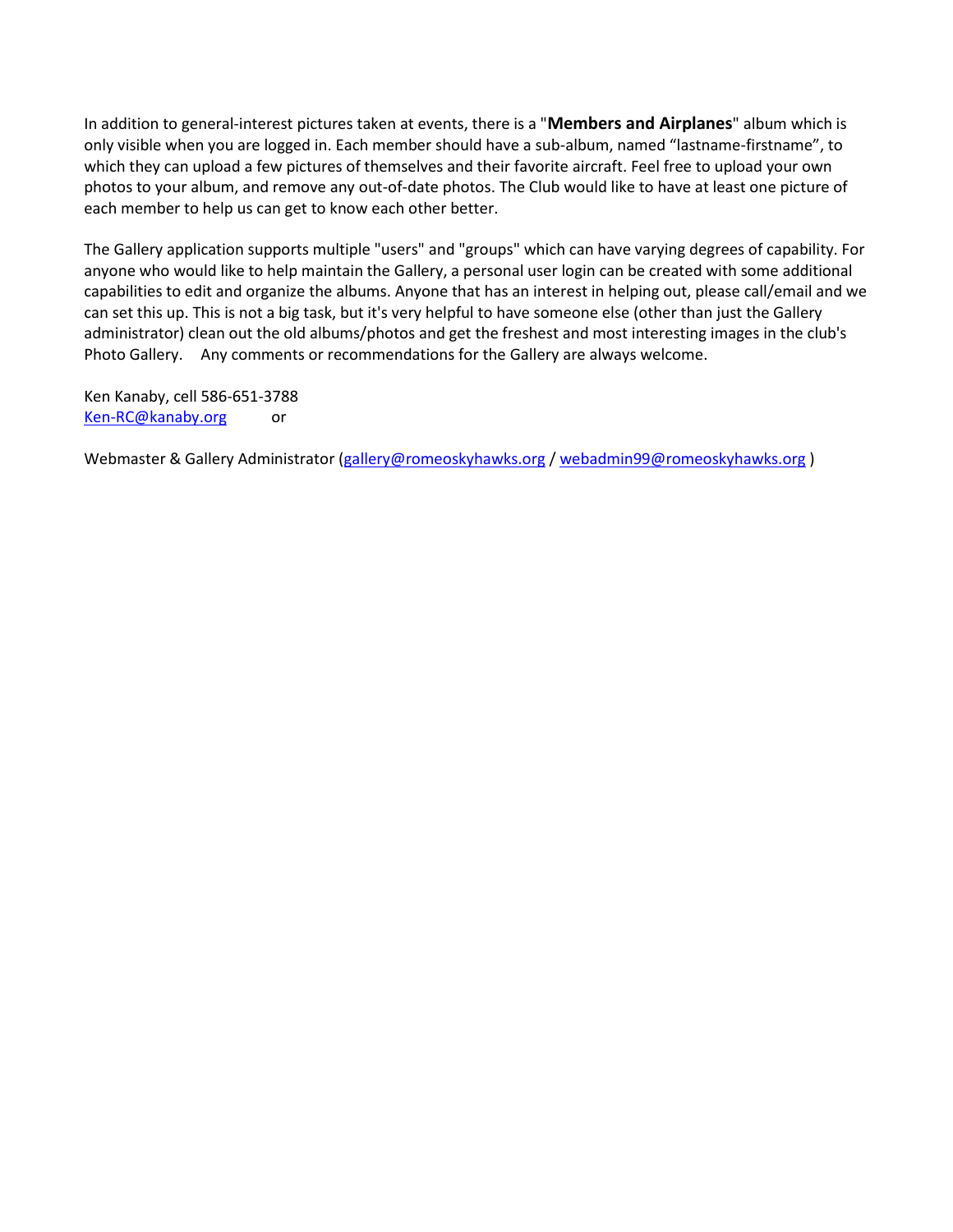In addition to general-interest pictures taken at events, there is a "**Members and Airplanes**" album which is only visible when you are logged in. Each member should have a sub-album, named "lastname-firstname", to which they can upload a few pictures of themselves and their favorite aircraft. Feel free to upload your own photos to your album, and remove any out-of-date photos. The Club would like to have at least one picture of each member to help us can get to know each other better.

The Gallery application supports multiple "users" and "groups" which can have varying degrees of capability. For anyone who would like to help maintain the Gallery, a personal user login can be created with some additional capabilities to edit and organize the albums. Anyone that has an interest in helping out, please call/email and we can set this up. This is not a big task, but it's very helpful to have someone else (other than just the Gallery administrator) clean out the old albums/photos and get the freshest and most interesting images in the club's Photo Gallery.   Any comments or recommendations for the Gallery are always welcome.

Ken Kanaby, cell 586-651-3788
Ken-RC@kanaby.org     or

Webmaster & Gallery Administrator (gallery@romeoskyhawks.org / webadmin99@romeoskyhawks.org )